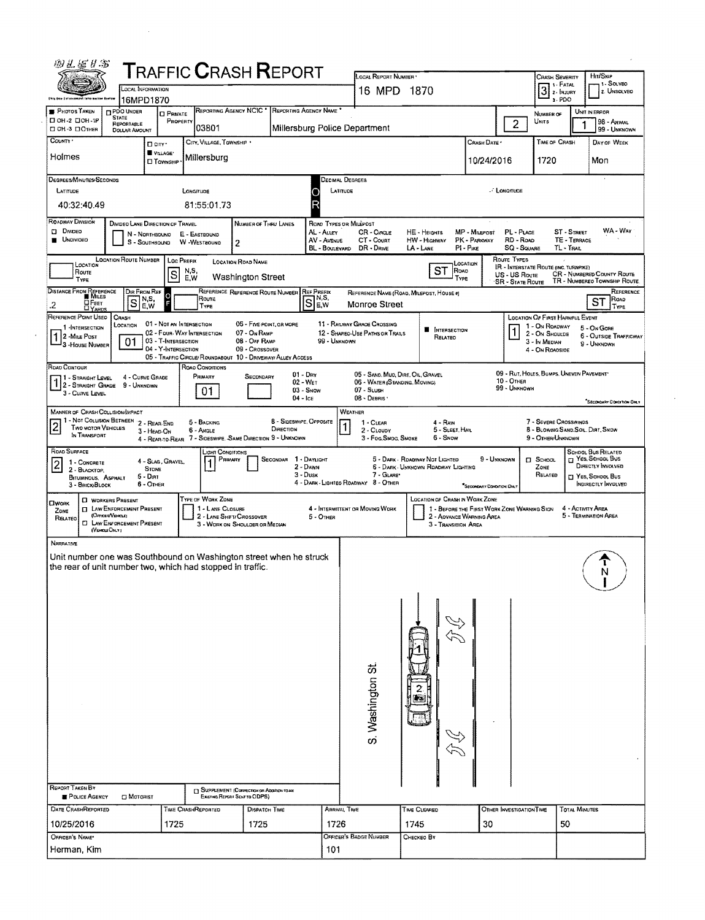# TRAFFIC CRASH REPORT

| Field | Value |
|---|---|
| Local Information | 16MPD1870 |
| Local Report Number | 16 MPD 1870 |
| Crash Severity | 3 (1 - Fatal, 2 - Injury, 3 - PDO) |
| Hit/Skip | 1 - Solved, 2 - Unsolved |
| Reporting Agency NCIC | 03801 |
| Reporting Agency Name | Millersburg Police Department |
| Number of Units | 2 |
| Unit in Error | 1 (98 - Animal, 99 - Unknown) |
| County | Holmes |
| City, Village, Township | Village: Millersburg |
| Crash Date | 10/24/2016 |
| Time of Crash | 1720 |
| Day of Week | Mon |

**Degrees/Minutes/Seconds**

- Latitude: 40:32:40.49
- Longitude: 81:55:01.73

**Roadway Division:** Undivided

**Number of Thru Lanes:** 2

**Location:** Loc Prefix S; Location Road Name: Washington Street; Location Road Type: ST

**Distance From Reference:** .2 Miles; Dir From Ref: S

**Reference:** Ref Prefix S; Reference Name: Monroe Street; Reference Road Type: ST

**Reference Point Used:** 1 - Intersection

**Crash Location:** 01 - Not an Intersection

**Location of First Harmful Event:** 1 - On Roadway

**Road Contour:** 1 - Straight Level

**Road Conditions:** Primary 01 - Dry

**Manner of Crash Collision/Impact:** 2 - Rear-End

**Weather:** 1 - Clear

**Road Surface:** 2 - Blacktop, Bituminous, Asphalt

**Light Conditions:** Primary 1 - Daylight

## Narrative

Unit number one was Southbound on Washington street when he struck the rear of unit number two, which had stopped in traffic.

(Diagram: S. Washington St., Unit 1 behind Unit 2, N arrow)

**Report Taken By:** Police Agency

| Date Crash Reported | Time Crash Reported | Dispatch Time | Arrival Time | Time Cleared | Other Investigation Time | Total Minutes |
|---|---|---|---|---|---|---|
| 10/25/2016 | 1725 | 1725 | 1726 | 1745 | 30 | 50 |

| Officer's Name | Officer's Badge Number | Checked By |
|---|---|---|
| Herman, Kim | 101 | |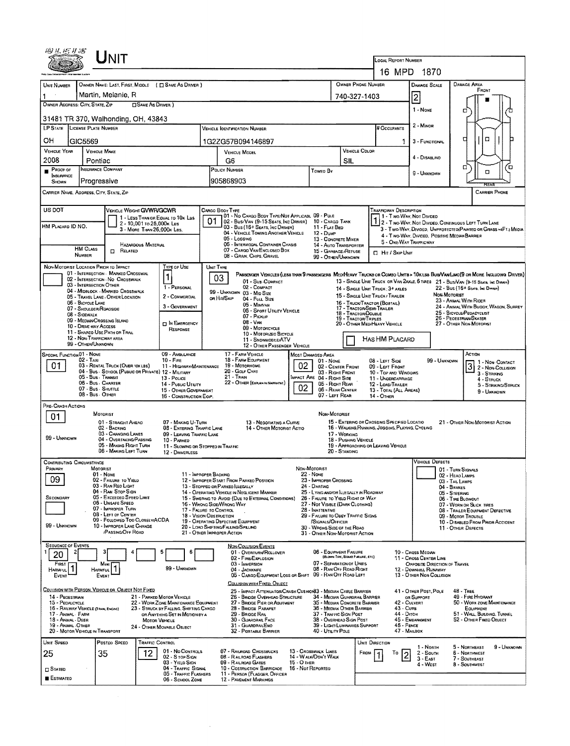# UNIT

| LOCAL REPORT NUMBER |
|---|
| 16 MPD 1870 |

| UNIT NUMBER | OWNER NAME: LAST, FIRST, MIDDLE (☐ SAME AS DRIVER) | OWNER PHONE NUMBER | DAMAGE SCALE | DAMAGE AREA |
|---|---|---|---|---|
| 1 | Martin, Melanie, R | 740-327-1403 | 2 | FRONT |

OWNER ADDRESS: CITY, STATE, ZIP ☐ SAME AS DRIVER )

31481 TR 370, Walhonding, OH, 43843

DAMAGE SCALE: 1 - NONE; 2 - MINOR; 3 - FUNCTIONAL; 4 - DISABLING; 9 - UNKNOWN

| LP STATE | LICENSE PLATE NUMBER | VEHICLE IDENTIFICATION NUMBER | # OCCUPANTS |
|---|---|---|---|
| OH | GIC5569 | 1G2ZG57B094146897 | 1 |

| VEHICLE YEAR | VEHICLE MAKE | VEHICLE MODEL | VEHICLE COLOR |
|---|---|---|---|
| 2008 | Pontiac | G6 | SIL |

| ■ PROOF OF INSURANCE SHOWN | INSURANCE COMPANY | POLICY NUMBER | TOWED BY |
|---|---|---|---|
| | Progressive | 905868903 | |

CARRIER NAME, ADDRESS, CITY, STATE, ZIP — CARRIER PHONE

US DOT — VEHICLE WEIGHT GVWR/GCWR: 1 - LESS THAN OR EQUAL TO 10K LBS; 2 - 10,001 TO 26,000K LBS; 3 - MORE THAN 26,000K LBS.

HM PLACARD ID NO. — HM CLASS NUMBER — HAZARDOUS MATERIAL ☐ RELATED

CARGO BODY TYPE: **01** — 01 - NO CARGO BODY TYPE/NOT APPLICABLE; 02 - BUS/VAN (9-15 SEATS, INC DRIVER); 03 - BUS (16+ SEATS, INC DRIVER); 04 - VEHICLE TOWING ANOTHER VEHICLE; 05 - LOGGING; 06 - INTERMODAL CONTAINER CHASIS; 07 - CARGO VAN/ENCLOSED BOX; 08 - GRAIN, CHIPS, GRAVEL; 09 - POLE; 10 - CARGO TANK; 11 - FLAT BED; 12 - DUMP; 13 - CONCRETE MIXER; 14 - AUTO TRANSPORTER; 15 - GARBAGE/REFUSE; 99 - OTHER/UNKNOWN

TRAFFICWAY DESCRIPTION: **1** — 1 - TWO-WAY, NOT DIVIDED; 2 - TWO-WAY, NOT DIVIDED, CONTINUOUS LEFT TURN LANE; 3 - TWO-WAY, DIVIDED, UNPROTECTED(PAINTED OR GRASS >4FT.) MEDIA; 4 - TWO-WAY, DIVIDED, POSITIVE MEDIAN BARRIER; 5 - ONE-WAY TRAFFICWAY; ☐ HIT / SKIP UNIT

NON-MOTORIST LOCATION PRIOR TO IMPACT: 01 - INTERSECTION - MARKED CROSSWAL; 02 - INTERSECTION - NO CROSSWALK; 03 - INTERSECTION OTHER; 04 - MIDBLOCK - MARKED CROSSWALK; 05 - TRAVEL LANE - OTHER LOCATION; 06 - BICYCLE LANE; 07 - SHOULDER/ROADSIDE; 08 - SIDEWALK; 09 - MEDIAN/CROSSING ISLAND; 10 - DRIVE WAY ACCESS; 11 - SHARED-USE PATH OR TRAIL; 12 - NON-TRAFFICWAY AREA; 99 - OTHER/UNKNOWN

TYPE OF USE: **1** — 1 - PERSONAL; 2 - COMMERCIAL; 3 - GOVERNMENT; ☐ IN EMERGENCY RESPONSE

UNIT TYPE: **03** — PASSENGER VEHICLES (LESS THAN 9 PASSENGERS MED/HEAVY TRUCKS OR COMBO UNITS > 10K LBS BUS/VAN/LIMO(9 OR MORE INCLUDING DRIVER): 01 - SUB-COMPACT; 02 - COMPACT; 99 - UNKNOWN 03 - MID SIZE; OR HIT/SKIP 04 - FULL SIZE; 05 - MINIVAN; 06 - SPORT UTILITY VEHICLE; 07 - PICKUP; 08 - VAN; 09 - MOTORCYCLE; 10 - MOTORIZED BICYCLE; 11 - SNOWMOBILE/ATV; 12 - OTHER PASSENGER VEHICLE; 13 - SINGLE UNIT TRUCK OR VAN 2AXLE, 6 TIRES; 14 - SINGLE UNIT TRUCK: 3+ AXLES; 15 - SINGLE UNIT TRUCK / TRAILER; 16 - TRUCK/TRACTOR (BOBTAIL); 17 - TRACTOR/SEMI-TRAILER; 18 - TRACTOR/DOUBLE; 19 - TRACTOR/TRIPLES; 20 - OTHER MED/HEAVY VEHICLE; 21 - BUS/VAN (9-15 SEATS, INC DRIVER); 22 - BUS (16+ SEATS, INC DRIVER); NON-MOTORIST: 23 - ANIMAL WITH RIDER; 24 - ANIMAL WITH BUGGY, WAGON, SURREY; 25 - BICYCLE/PEDACYCLIST; 26 - PEDESTRIAN/SKATER; 27 - OTHER NON-MOTORIST; ☐ HAS HM PLACARD

SPECIAL FUNCTION: **01** — 01 - NONE; 02 - TAXI; 03 - RENTAL TRUCK (OVER 10K LBS); 04 - BUS - SCHOOL (PUBLIC OR PRIVATE); 05 - BUS - TRANSIT; 06 - BUS - CHARTER; 07 - BUS - SHUTTLE; 08 - BUS - OTHER; 09 - AMBULANCE; 10 - FIRE; 11 - HIGHWAY/MAINTENANCE; 12 - MILITARY; 13 - POLICE; 14 - PUBLIC UTILITY; 15 - OTHER GOVERNMENT; 16 - CONSTRUCTION EQIP.; 17 - FARM VEHICLE; 18 - FARM EQUIPMENT; 19 - MOTORHOME; 20 - GOLF CART; 21 - TRAIN; 22 - OTHER (EXPLAIN IN NARRATIVE)

MOST DAMAGED AREA: **02** — 01 - NONE; 02 - CENTER FRONT; 03 - RIGHT FRONT; IMPACT ARE 04 - RIGHT SIDE; 05 - RIGHT REAR; 06 - REAR CENTER; 07 - LEFT REAR; 08 - LEFT SIDE; 09 - LEFT FRONT; 10 - TOP AND WINDOWS; 11 - UNDERCARRIAGE; 12 - LOAD/TRAILER; 13 - TOTAL (ALL AREAS); 14 - OTHER; 99 - UNKNOWN

IMPACT AREA: **02**

ACTION: **3** — 1 - NON-CONTACT; 2 - NON-COLLISION; 3 - STRIKING; 4 - STRUCK; 5 - STRIKING/STRUCK; 9 - UNKNOWN

PRE-CRASH ACTIONS: **01** — MOTORIST: 01 - STRAIGHT AHEAD; 02 - BACKING; 03 - CHANGING LANES; 04 - OVERTAKING/PASSING; 05 - MAKING RIGHT TURN; 06 - MAKING LEFT TURN; 07 - MAKING U-TURN; 08 - ENTERING TRAFFIC LANE; 09 - LEAVING TRAFFIC LANE; 10 - PARKED; 11 - SLOWING OR STOPPED IN TRAFFIC; 12 - DRIVERLESS; 13 - NEGOTIATING A CURVE; 14 - OTHER MOTORIST ACTIO; 99 - UNKNOWN. NON-MOTORIST: 15 - ENTERING OR CROSSING SPECIFIED LOCATIO; 16 - WALKING,RUNNING, JOGGING, PLAYING, CYCLING; 17 - WORKING; 18 - PUSHING VEHICLE; 19 - APPROACHING OR LEAVING VEHICLE; 20 - STANDING; 21 - OTHER NON-MOTORIST ACTION

CONTRIBUTING CIRCUMSTANCE: PRIMARY **09**; SECONDARY; 99 - UNKNOWN — MOTORIST: 01 - NONE; 02 - FAILURE TO YIELD; 03 - RAN RED LIGHT; 04 - RAN STOP SIGN; 05 - EXCEEDED SPEED LIMIT; 06 - UNSAFE SPEED; 07 - IMPROPER TURN; 08 - LEFT OF CENTER; 09 - FOLLOWED TOO CLOSELY/ACDA; 10 - IMPROPER LANE CHANGE /PASSING/OFF ROAD; 11 - IMPROPER BACKING; 12 - IMPROPER START FROM PARKED POSITION; 13 - STOPPED OR PARKED ILLEGALLY; 14 - OPERATING VEHICLE IN NEGLIGENT MANNER; 15 - SWERING TO AVOID (DUE TO EXTERNAL CONDITIONS); 16 - WRONG SIDE/WRONG WAY; 17 - FALURE TO CONTROL; 18 - VISION OBSTRUCTION; 19 - OPERATING DEFECTIVE EQUIPMENT; 20 - LOAD SHIFTING/FALLING/SPILLING; 21 - OTHER IMPROPER ACTION. NON-MOTORIST: 22 - NONE; 23 - IMPROPER CROSSING; 24 - DARTING; 25 - LYING AND/OR ILLEGALLY IN ROADWAY; 26 - FALURE TO YIELD RIGHT OF WAY; 27 - NOT VISIBLE (DARK CLOTHING); 28 - INATTENTIVE; 29 - FAILURE TO OBEY TRAFFIC SIGNS /SIGNALS/OFFICER; 30 - WRONG SIDE OF THE ROAD; 31 - OTHER NON-MOTORIST ACTION

VEHICLE DEFECTS: 01 - TURN SIGNALS; 02 - HEAD LAMPS; 03 - TAIL LAMPS; 04 - BRAKES; 05 - STEERING; 06 - TIRE BLOWOUT; 07 - WORN OR SLICK TIRES; 08 - TRAILER EQUIPMENT DEFECTIVE; 09 - MOTOR TROUBLE; 10 - DISABLED FROM PRIOR ACCIDENT; 11 - OTHER DEFECTS

SEQUENCE OF EVENTS: 1: **20**; 2; 3; 4; 5; 6 — FIRST HARMFUL EVENT **1**; MOST HARMFUL EVENT **1**; 99 - UNKNOWN

NON-COLLISION EVENTS: 01 - OVERTURN/ROLLOVER; 02 - FIRE/EXPLOSION; 03 - IMMERSION; 04 - JACKKNIFE; 05 - CARGO/EQUIPMENT LOSS OR SHIFT; 06 - EQUIPMENT FAILURE (BLOWN TIRE, BRAKE FAILURE, ETC); 07 - SEPARATION OF UNITS; 08 - RAN OFF ROAD RIGHT; 09 - RAN OFF ROAD LEFT; 10 - CROSS MEDIAN; 11 - CROSS CENTER LINE OPPOSITE DIRECTION OF TRAVEL; 12 - DOWNHILL RUNAWAY; 13 - OTHER NON-COLLISION

COLLISION WITH PERSON, VEHICLE OR OBJECT NOT FIXED: 14 - PEDESTRIAN; 15 - PEDALCYCLE; 16 - RAILWAY VEHICLE (TRAIN, ENGINE); 17 - ANIMAL - FARM; 18 - ANIMAL - DEER; 19 - ANIMAL - OTHER; 20 - MOTOR VEHICLE IN TRANSPORT; 21 - PARKED MOTOR VEHICLE; 22 - WORK ZONE MAINTENANCE EQUIPMENT; 23 - STRUCK BY FALLING, SHIFTING CARGO OR ANYTHING SET IN MOTION BY A MOTOR VEHICLE; 24 - OTHER MOVABLE OBJECT

COLLISION WITH FIXED, OBJECT: 25 - IMPACT ATTENUATOR/CRASH CUSHION; 26 - BRIDGE OVERHEAD STRUCTURE; 27 - BRIDGE PIER OR ABUTMENT; 28 - BRIDGE PARAPET; 29 - BRIDGE RAIL; 30 - GUARDRAIL FACE; 31 - GUARDRAILEND; 32 - PORTABLE BARRIER; 33 - MEDIAN CABLE BARRIER; 34 - MEDIAN GUARDRAIL BARRIER; 35 - MEDIAN CONCRETE BARRIER; 36 - MEDIAN OTHER BARRIER; 37 - TRAFFIC SIGN POST; 38 - OVERHEAD SIGN POST; 39 - LIGHT/LUMINARIES SUPPORT; 40 - UTILITY POLE; 41 - OTHER POST, POLE OR SUPPORT; 42 - CULVERT; 43 - CURB; 44 - DITCH; 45 - EMBANKMENT; 46 - FENCE; 47 - MAILBOX; 48 - TREE; 49 - FIRE HYDRANT; 50 - WORK ZONE MAINTENANCE EQUIPMENT; 51 - WALL, BUILDING, TUNNEL; 52 - OTHER FIXED OBJECT

| UNIT SPEED | POSTED SPEED | TRAFFIC CONTROL | UNIT DIRECTION |
|---|---|---|---|
| 25 | 35 | 12 | FROM 1 TO 2 |

☐ STATED ■ ESTIMATED

TRAFFIC CONTROL: 01 - NO CONTROLS; 02 - STOP SIGN; 03 - YIELD SIGN; 04 - TRAFFIC SIGNAL; 05 - TRAFFIC FLASHERS; 06 - SCHOOL ZONE; 07 - RAILROAD CROSSBUCKS; 08 - RAILROAD FLASHERS; 09 - RAILROAD GATES; 10 - COSTRUCTION BARRICADE; 11 - PERSON (FLAGGER, OFFICER; 12 - PAVEMENT MARKINGS; 13 - CROSSWALK LINES; 14 - WALK/DON'T WALK; 15 - OTHER; 16 - NOT REPORTED

UNIT DIRECTION: 1 - NORTH; 2 - SOUTH; 3 - EAST; 4 - WEST; 5 - NORTHEAST; 6 - NORTHWEST; 7 - SOUTHEAST; 8 - SOUTHWEST; 9 - UNKNOWN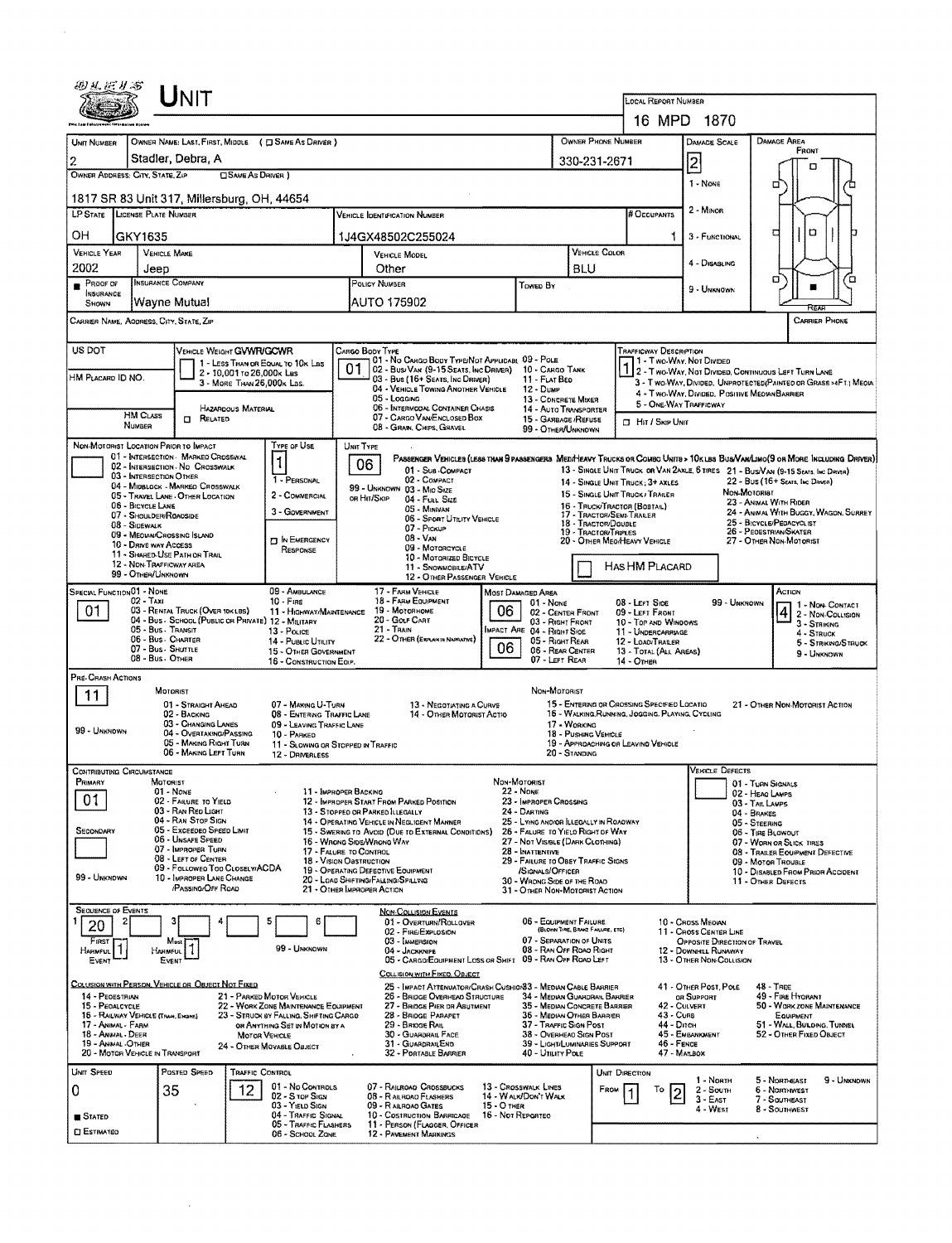# UNIT

**LOCAL REPORT NUMBER:** 16 MPD 1870

| UNIT NUMBER | OWNER NAME: LAST, FIRST, MIDDLE ( ☐ SAME AS DRIVER ) | OWNER PHONE NUMBER | DAMAGE SCALE | DAMAGE AREA |
|---|---|---|---|---|
| 2 | Stadler, Debra, A | 330-231-2671 | 2 | FRONT |

**OWNER ADDRESS: CITY, STATE, ZIP** ( ☐ SAME AS DRIVER ): 1817 SR 83 Unit 317, Millersburg, OH, 44654

DAMAGE SCALE: 1 - NONE; 2 - MINOR; 3 - FUNCTIONAL; 4 - DISABLING; 9 - UNKNOWN

| LP STATE | LICENSE PLATE NUMBER | VEHICLE IDENTIFICATION NUMBER | # OCCUPANTS |
|---|---|---|---|
| OH | GKY1635 | 1J4GX48502C255024 | 1 |

| VEHICLE YEAR | VEHICLE MAKE | VEHICLE MODEL | VEHICLE COLOR |
|---|---|---|---|
| 2002 | Jeep | Other | BLU |

| ■ PROOF OF INSURANCE SHOWN | INSURANCE COMPANY | POLICY NUMBER | TOWED BY |
|---|---|---|---|
| | Wayne Mutual | AUTO 175902 | |

CARRIER NAME, ADDRESS, CITY, STATE, ZIP — CARRIER PHONE

US DOT

HM PLACARD ID NO.

HM CLASS NUMBER

VEHICLE WEIGHT GVWR/GCWR: 1 - LESS THAN OR EQUAL TO 10K LBS; 2 - 10,001 TO 26,000K LBS; 3 - MORE THAN 26,000K LBS.

☐ HAZARDOUS MATERIAL RELATED

CARGO BODY TYPE: **01** — 01 - NO CARGO BODY TYPE/NOT APPLICABLE; 02 - BUS/VAN (9-15 SEATS, INC DRIVER); 03 - BUS (16+ SEATS, INC DRIVER); 04 - VEHICLE TOWING ANOTHER VEHICLE; 05 - LOGGING; 06 - INTERMODAL CONTAINER CHASIS; 07 - CARGO VAN/ENCLOSED BOX; 08 - GRAIN, CHIPS, GRAVEL; 09 - POLE; 10 - CARGO TANK; 11 - FLAT BED; 12 - DUMP; 13 - CONCRETE MIXER; 14 - AUTO TRANSPORTER; 15 - GARBAGE /REFUSE; 99 - OTHER/UNKNOWN

TRAFFICWAY DESCRIPTION: **1** — 1 - TWO-WAY, NOT DIVIDED; 2 - TWO-WAY, NOT DIVIDED, CONTINUOUS LEFT TURN LANE; 3 - TWO-WAY, DIVIDED, UNPROTECTED(PAINTED OR GRASS >4FT.) MEDIA; 4 - TWO-WAY, DIVIDED, POSITIVE MEDIAN BARRIER; 5 - ONE-WAY TRAFFICWAY

☐ HIT / SKIP UNIT

NON-MOTORIST LOCATION PRIOR TO IMPACT: 01 - INTERSECTION - MARKED CROSSWAL; 02 - INTERSECTION - NO CROSSWALK; 03 - INTERSECTION OTHER; 04 - MIDBLOCK - MARKED CROSSWALK; 05 - TRAVEL LANE - OTHER LOCATION; 06 - BICYCLE LANE; 07 - SHOULDER/ROADSIDE; 08 - SIDEWALK; 09 - MEDIAN/CROSSING ISLAND; 10 - DRIVE WAY ACCESS; 11 - SHARED-USE PATH OR TRAIL; 12 - NON-TRAFFICWAY AREA; 99 - OTHER/UNKNOWN

TYPE OF USE: **1** — 1 - PERSONAL; 2 - COMMERCIAL; 3 - GOVERNMENT; ☐ IN EMERGENCY RESPONSE

UNIT TYPE: **06** — PASSENGER VEHICLES (LESS THAN 9 PASSENGERS MED/HEAVY TRUCKS OR COMBO UNITS > 10K LBS BUS/VAN/LIMO(9 OR MORE INCLUDING DRIVER): 01 - SUB-COMPACT; 02 - COMPACT; 99 - UNKNOWN 03 - MID SIZE; OR HIT/SKIP 04 - FULL SIZE; 05 - MINIVAN; 06 - SPORT UTILITY VEHICLE; 07 - PICKUP; 08 - VAN; 09 - MOTORCYCLE; 10 - MOTORIZED BICYCLE; 11 - SNOWMOBILE/ATV; 12 - OTHER PASSENGER VEHICLE; 13 - SINGLE UNIT TRUCK OR VAN 2AXLE, 6 TIRES; 14 - SINGLE UNIT TRUCK; 3+ AXLES; 15 - SINGLE UNIT TRUCK / TRAILER; 16 - TRUCK/TRACTOR (BOBTAIL); 17 - TRACTOR/SEMI-TRAILER; 18 - TRACTOR/DOUBLE; 19 - TRACTOR/TRIPLES; 20 - OTHER MED/HEAVY VEHICLE; 21 - BUS/VAN (9-15 SEATS, INC DRIVER); 22 - BUS (16+ SEATS, INC DRIVER); NON-MOTORIST: 23 - ANIMAL WITH RIDER; 24 - ANIMAL WITH BUGGY, WAGON, SURREY; 25 - BICYCLE/PEDACYCLIST; 26 - PEDESTRIAN/SKATER; 27 - OTHER NON-MOTORIST

☐ HAS HM PLACARD

SPECIAL FUNCTION: **01** — 01 - NONE; 02 - TAXI; 03 - RENTAL TRUCK (OVER 10K LBS); 04 - BUS - SCHOOL (PUBLIC OR PRIVATE); 05 - BUS - TRANSIT; 06 - BUS - CHARTER; 07 - BUS - SHUTTLE; 08 - BUS - OTHER; 09 - AMBULANCE; 10 - FIRE; 11 - HIGHWAY/MAINTENANCE; 12 - MILITARY; 13 - POLICE; 14 - PUBLIC UTILITY; 15 - OTHER GOVERNMENT; 16 - CONSTRUCTION EQIP.; 17 - FARM VEHICLE; 18 - FARM EQUIPMENT; 19 - MOTORHOME; 20 - GOLF CART; 21 - TRAIN; 22 - OTHER (EXPLAIN IN NARRATIVE)

MOST DAMAGED AREA: **06**; IMPACT AREA: **06** — 01 - NONE; 02 - CENTER FRONT; 03 - RIGHT FRONT; 04 - RIGHT SIDE; 05 - RIGHT REAR; 06 - REAR CENTER; 07 - LEFT REAR; 08 - LEFT SIDE; 09 - LEFT FRONT; 10 - TOP AND WINDOWS; 11 - UNDERCARRIAGE; 12 - LOAD/TRAILER; 13 - TOTAL (ALL AREAS); 14 - OTHER; 99 - UNKNOWN

ACTION: **4** — 1 - NON-CONTACT; 2 - NON-COLLISION; 3 - STRIKING; 4 - STRUCK; 5 - STRIKING/STRUCK; 9 - UNKNOWN

PRE-CRASH ACTIONS: **11** — MOTORIST: 01 - STRAIGHT AHEAD; 02 - BACKING; 03 - CHANGING LANES; 04 - OVERTAKING/PASSING; 05 - MAKING RIGHT TURN; 06 - MAKING LEFT TURN; 07 - MAKING U-TURN; 08 - ENTERING TRAFFIC LANE; 09 - LEAVING TRAFFIC LANE; 10 - PARKED; 11 - SLOWING OR STOPPED IN TRAFFIC; 12 - DRIVERLESS; 13 - NEGOTIATING A CURVE; 14 - OTHER MOTORIST ACTIO. NON-MOTORIST: 15 - ENTERING OR CROSSING SPECIFIED LOCATIO; 16 - WALKING,RUNNING, JOGGING, PLAYING, CYCLING; 17 - WORKING; 18 - PUSHING VEHICLE; 19 - APPROACHING OR LEAVING VEHICLE; 20 - STANDING; 21 - OTHER NON-MOTORIST ACTION; 99 - UNKNOWN

CONTRIBUTING CIRCUMSTANCE: PRIMARY **01**; SECONDARY (blank) — MOTORIST: 01 - NONE; 02 - FAILURE TO YIELD; 03 - RAN RED LIGHT; 04 - RAN STOP SIGN; 05 - EXCEEDED SPEED LIMIT; 06 - UNSAFE SPEED; 07 - IMPROPER TURN; 08 - LEFT OF CENTER; 09 - FOLLOWED TOO CLOSELY/ACDA; 10 - IMPROPER LANE CHANGE /PASSING/OFF ROAD; 11 - IMPROPER BACKING; 12 - IMPROPER START FROM PARKED POSITION; 13 - STOPPED OR PARKED ILLEGALLY; 14 - OPERATING VEHICLE IN NEGLIGENT MANNER; 15 - SWERING TO AVOID (DUE TO EXTERNAL CONDITIONS); 16 - WRONG SIDE/WRONG WAY; 17 - FALURE TO CONTROL; 18 - VISION OBSTRUCTION; 19 - OPERATING DEFECTIVE EQUIPMENT; 20 - LOAD SHIFTING/FALLING/SPILLING; 21 - OTHER IMPROPER ACTION. NON-MOTORIST: 22 - NONE; 23 - IMPROPER CROSSING; 24 - DARTING; 25 - LYING AND/OR ILLEGALLY IN ROADWAY; 26 - FALURE TO YIELD RIGHT OF WAY; 27 - NOT VISIBLE (DARK CLOTHING); 28 - INATTENTIVE; 29 - FAILURE TO OBEY TRAFFIC SIGNS /SIGNALS/OFFICER; 30 - WRONG SIDE OF THE ROAD; 31 - OTHER NON-MOTORIST ACTION; 99 - UNKNOWN

VEHICLE DEFECTS: 01 - TURN SIGNALS; 02 - HEAD LAMPS; 03 - TAIL LAMPS; 04 - BRAKES; 05 - STEERING; 06 - TIRE BLOWOUT; 07 - WORN OR SLICK TIRES; 08 - TRAILER EQUIPMENT DEFECTIVE; 09 - MOTOR TROUBLE; 10 - DISABLED FROM PRIOR ACCIDENT; 11 - OTHER DEFECTS

SEQUENCE OF EVENTS: 1: **20**; 2; 3; 4; 5; 6 — FIRST HARMFUL EVENT: **1**; MOST HARMFUL EVENT: **1**; 99 - UNKNOWN

NON-COLLISION EVENTS: 01 - OVERTURN/ROLLOVER; 02 - FIRE/EXPLOSION; 03 - IMMERSION; 04 - JACKKNIFE; 05 - CARGO/EQUIPMENT LOSS OR SHIFT; 06 - EQUIPMENT FAILURE (BLOWN TIRE, BRAKE FAILURE, ETC); 07 - SEPARATION OF UNITS; 08 - RAN OFF ROAD RIGHT; 09 - RAN OFF ROAD LEFT; 10 - CROSS MEDIAN; 11 - CROSS CENTER LINE OPPOSITE DIRECTION OF TRAVEL; 12 - DOWNHILL RUNAWAY; 13 - OTHER NON-COLLISION

COLLISION WITH PERSON, VEHICLE OR OBJECT NOT FIXED: 14 - PEDESTRIAN; 15 - PEDALCYCLE; 16 - RAILWAY VEHICLE (TRAIN, ENGINE); 17 - ANIMAL - FARM; 18 - ANIMAL - DEER; 19 - ANIMAL -OTHER; 20 - MOTOR VEHICLE IN TRANSPORT; 21 - PARKED MOTOR VEHICLE; 22 - WORK ZONE MAINTENANCE EQUIPMENT; 23 - STRUCK BY FALLING, SHIFTING CARGO OR ANYTHING SET IN MOTION BY A MOTOR VEHICLE; 24 - OTHER MOVABLE OBJECT

COLLISION WITH FIXED, OBJECT: 25 - IMPACT ATTENUATOR/CRASH CUSHION; 26 - BRIDGE OVERHEAD STRUCTURE; 27 - BRIDGE PIER OR ABUTMENT; 28 - BRIDGE PARAPET; 29 - BRIDGE RAIL; 30 - GUARDRAIL FACE; 31 - GUARDRAILEND; 32 - PORTABLE BARRIER; 33 - MEDIAN CABLE BARRIER; 34 - MEDIAN GUARDRAIL BARRIER; 35 - MEDIAN CONCRETE BARRIER; 36 - MEDIAN OTHER BARRIER; 37 - TRAFFIC SIGN POST; 38 - OVERHEAD SIGN POST; 39 - LIGHT/LUMINARIES SUPPORT; 40 - UTILITY POLE; 41 - OTHER POST, POLE OR SUPPORT; 42 - CULVERT; 43 - CURB; 44 - DITCH; 45 - EMBANKMENT; 46 - FENCE; 47 - MAILBOX; 48 - TREE; 49 - FIRE HYDRANT; 50 - WORK ZONE MAINTENANCE EQUIPMENT; 51 - WALL, BUILDING, TUNNEL; 52 - OTHER FIXED OBJECT

| UNIT SPEED | POSTED SPEED | TRAFFIC CONTROL | UNIT DIRECTION |
|---|---|---|---|
| 0 | 35 | 12 | FROM 1 TO 2 |

■ STATED ☐ ESTIMATED

TRAFFIC CONTROL: 01 - NO CONTROLS; 02 - STOP SIGN; 03 - YIELD SIGN; 04 - TRAFFIC SIGNAL; 05 - TRAFFIC FLASHERS; 06 - SCHOOL ZONE; 07 - RAILROAD CROSSBUCKS; 08 - RAILROAD FLASHERS; 09 - RAILROAD GATES; 10 - COSTRUCTION BARRICADE; 11 - PERSON (FLAGGER, OFFICER); 12 - PAVEMENT MARKINGS; 13 - CROSSWALK LINES; 14 - WALK/DON'T WALK; 15 - OTHER; 16 - NOT REPORTED

UNIT DIRECTION: 1 - NORTH; 2 - SOUTH; 3 - EAST; 4 - WEST; 5 - NORTHEAST; 6 - NORTHWEST; 7 - SOUTHEAST; 8 - SOUTHWEST; 9 - UNKNOWN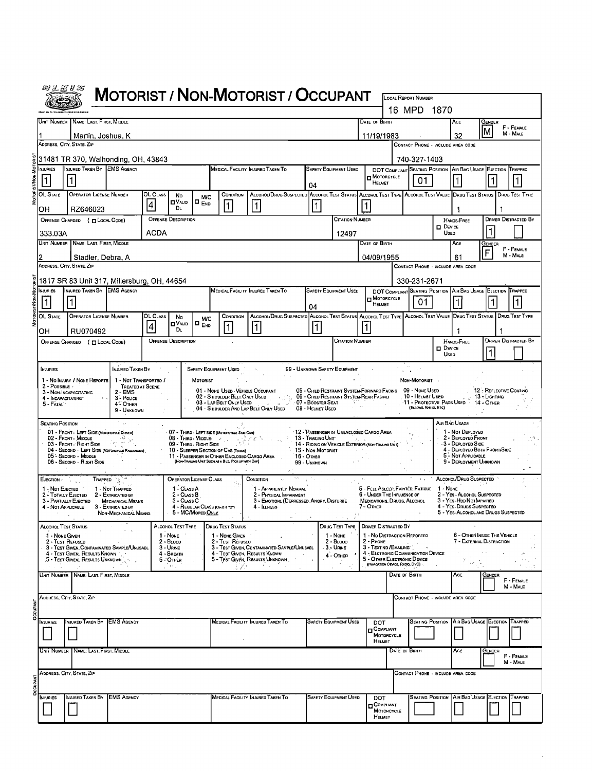# MOTORIST / NON-MOTORIST / OCCUPANT

LOCAL REPORT NUMBER: 16 MPD 1870

## MOTORIST/NON-MOTORIST

| UNIT NUMBER | NAME: LAST, FIRST, MIDDLE | DATE OF BIRTH | AGE | GENDER |
|---|---|---|---|---|
| 1 | Martin, Joshua, K | 11/19/1983 | 32 | M |

| ADDRESS, CITY, STATE, ZIP | CONTACT PHONE - INCLUDE AREA CODE |
|---|---|
| 31481 TR 370, Walhonding, OH, 43843 | 740-327-1403 |

| INJURIES | INJURED TAKEN BY | EMS AGENCY | MEDICAL FACILITY INJURED TAKEN TO | SAFETY EQUIPMENT USED | DOT COMPLIANT MOTORCYCLE HELMET | SEATING POSITION | AIR BAG USAGE | EJECTION | TRAPPED |
|---|---|---|---|---|---|---|---|---|---|
| 1 | 1 | | | 04 | | 01 | 1 | 1 | 1 |

| OL STATE | OPERATOR LICENSE NUMBER | OL CLASS | NO VALID DL | M/C END | CONDITION | ALCOHOL/DRUG SUSPECTED | ALCOHOL TEST STATUS | ALCOHOL TEST TYPE | ALCOHOL TEST VALUE | DRUG TEST STATUS | DRUG TEST TYPE |
|---|---|---|---|---|---|---|---|---|---|---|---|
| OH | RZ646023 | 4 | | | 1 | 1 | 1 | 1 | | 1 | 1 |

| OFFENSE CHARGED (LOCAL CODE) | OFFENSE DESCRIPTION | CITATION NUMBER | HANDS-FREE DEVICE USED | DRIVER DISTRACTED BY |
|---|---|---|---|---|
| 333.03A | ACDA | 12497 | | 1 |

## MOTORIST/NON-MOTORIST

| UNIT NUMBER | NAME: LAST, FIRST, MIDDLE | DATE OF BIRTH | AGE | GENDER |
|---|---|---|---|---|
| 2 | Stadler, Debra, A | 04/09/1955 | 61 | F |

| ADDRESS, CITY, STATE, ZIP | CONTACT PHONE - INCLUDE AREA CODE |
|---|---|
| 1817 SR 83 Unit 317, Millersburg, OH, 44654 | 330-231-2671 |

| INJURIES | INJURED TAKEN BY | EMS AGENCY | MEDICAL FACILITY INJURED TAKEN TO | SAFETY EQUIPMENT USED | DOT COMPLIANT MOTORCYCLE HELMET | SEATING POSITION | AIR BAG USAGE | EJECTION | TRAPPED |
|---|---|---|---|---|---|---|---|---|---|
| 1 | 1 | | | 04 | | 01 | 1 | 1 | 1 |

| OL STATE | OPERATOR LICENSE NUMBER | OL CLASS | NO VALID DL | M/C END | CONDITION | ALCOHOL/DRUG SUSPECTED | ALCOHOL TEST STATUS | ALCOHOL TEST TYPE | ALCOHOL TEST VALUE | DRUG TEST STATUS | DRUG TEST TYPE |
|---|---|---|---|---|---|---|---|---|---|---|---|
| OH | RU070492 | 4 | | | 1 | 1 | 1 | 1 | | 1 | 1 |

| OFFENSE CHARGED (LOCAL CODE) | OFFENSE DESCRIPTION | CITATION NUMBER | HANDS-FREE DEVICE USED | DRIVER DISTRACTED BY |
|---|---|---|---|---|
| | | | | 1 |

## Codes

**INJURIES:** 1 - No Injury / None Reported; 2 - Possible; 3 - Non-Incapacitating; 4 - Incapacitating; 5 - Fatal

**INJURED TAKEN BY:** 1 - Not Transported / Treated at Scene; 2 - EMS; 3 - Police; 4 - Other; 9 - Unknown

**SAFETY EQUIPMENT USED:**
Motorist: 01 - None Used - Vehicle Occupant; 02 - Shoulder Belt Only Used; 03 - Lap Belt Only Used; 04 - Shoulder And Lap Belt Only Used; 05 - Child Restraint System-Forward Facing; 06 - Child Restraint System-Rear Facing; 07 - Booster Seat; 08 - Helmet Used; 99 - Unknown Safety Equipment
Non-Motorist: 09 - None Used; 10 - Helmet Used; 11 - Protective Pads Used (Elbows, Knees, Etc); 12 - Reflective Coating; 13 - Lighting; 14 - Other

**SEATING POSITION:** 01 - Front - Left Side (Motorcycle Driver); 02 - Front - Middle; 03 - Front - Right Side; 04 - Second - Left Side (Motorcycle Passenger); 05 - Second - Middle; 06 - Second - Right Side; 07 - Third - Left Side (Motorcycle Side Car); 08 - Third - Middle; 09 - Third - Right Side; 10 - Sleeper Section of Cab (Truck); 11 - Passenger in Other Enclosed Cargo Area (Non-Trailing Unit Such as a Bus, Pick-up with Cap); 12 - Passenger in Unenclosed Cargo Area; 13 - Trailing Unit; 14 - Riding on Vehicle Exterior (Non-Trailing Unit); 15 - Non-Motorist; 16 - Other; 99 - Unknown

**AIR BAG USAGE:** 1 - Not Deployed; 2 - Deployed Front; 3 - Deployed Side; 4 - Deployed Both Front/Side; 5 - Not Applicable; 9 - Deployment Unknown

**EJECTION:** 1 - Not Ejected; 2 - Totally Ejected; 3 - Partially Ejected; 4 - Not Applicable

**TRAPPED:** 1 - Not Trapped; 2 - Extricated by Mechanical Means; 3 - Extricated by Non-Mechanical Means

**OPERATOR LICENSE CLASS:** 1 - Class A; 2 - Class B; 3 - Class C; 4 - Regular Class (Ohio is "D"); 5 - M/C Moped Only

**CONDITION:** 1 - Apparently Normal; 2 - Physical Impairment; 3 - Emotionl (Depressed, Angry, Disturbe; 4 - Illness; 5 - Fell Asleep, Fainted, Fatigue; 6 - Under The Influence of Medications, Drugs, Alcohol; 7 - Other

**ALCOHOL/DRUG SUSPECTED:** 1 - None; 2 - Yes - Alcohol Suspected; 3 - Yes - HBD Not Impaired; 4 - Yes - Drugs Suspected; 5 - Yes - Alcohol and Drugs Suspected

**ALCOHOL TEST STATUS:** 1 - None Given; 2 - Test Refused; 3 - Test Given, Contaminated Sample/Unusabl; 4 - Test Given, Results Known; 5 - Test Given, Results Unknown

**ALCOHOL TEST TYPE:** 1 - None; 2 - Blood; 3 - Urine; 4 - Breath; 5 - Other

**DRUG TEST STATUS:** 1 - None Given; 2 - Test Refused; 3 - Test Given, Contaminated Sample/Unusabl; 4 - Test Given, Results Known; 5 - Test Given, Results Unknown

**DRUG TEST TYPE:** 1 - None; 2 - Blood; 3 - Urine; 4 - Other

**DRIVER DISTRACTED BY:** 1 - No Distraction Reported; 2 - Phone; 3 - Texting / Emailing; 4 - Electronic Communication Device; 5 - Other Electronic Device (Navigation Device, Radio, DVD); 6 - Other Inside The Vehicle; 7 - External Distraction

## OCCUPANT

| UNIT NUMBER | NAME: LAST, FIRST, MIDDLE | DATE OF BIRTH | AGE | GENDER |
|---|---|---|---|---|
| | | | | |

| ADDRESS, CITY, STATE, ZIP | CONTACT PHONE - INCLUDE AREA CODE |
|---|---|
| | |

| INJURIES | INJURED TAKEN BY | EMS AGENCY | MEDICAL FACILITY INJURED TAKEN TO | SAFETY EQUIPMENT USED | DOT COMPLIANT MOTORCYCLE HELMET | SEATING POSITION | AIR BAG USAGE | EJECTION | TRAPPED |
|---|---|---|---|---|---|---|---|---|---|
| | | | | | | | | | |

## OCCUPANT

| UNIT NUMBER | NAME: LAST, FIRST, MIDDLE | DATE OF BIRTH | AGE | GENDER |
|---|---|---|---|---|
| | | | | |

| ADDRESS, CITY, STATE, ZIP | CONTACT PHONE - INCLUDE AREA CODE |
|---|---|
| | |

| INJURIES | INJURED TAKEN BY | EMS AGENCY | MEDICAL FACILITY INJURED TAKEN TO | SAFETY EQUIPMENT USED | DOT COMPLIANT MOTORCYCLE HELMET | SEATING POSITION | AIR BAG USAGE | EJECTION | TRAPPED |
|---|---|---|---|---|---|---|---|---|---|
| | | | | | | | | | |